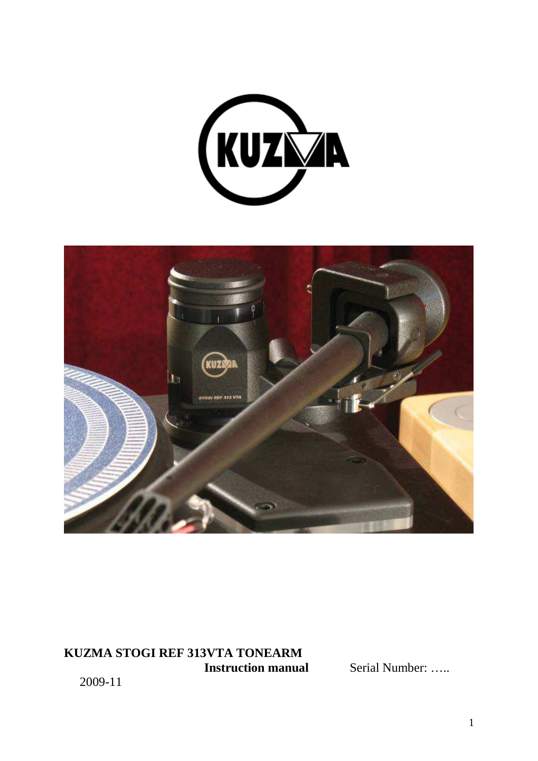**KUZMA STOGI REF 313VTA TONEARM**

**Instruction manual** Serial Number: …..

2009-11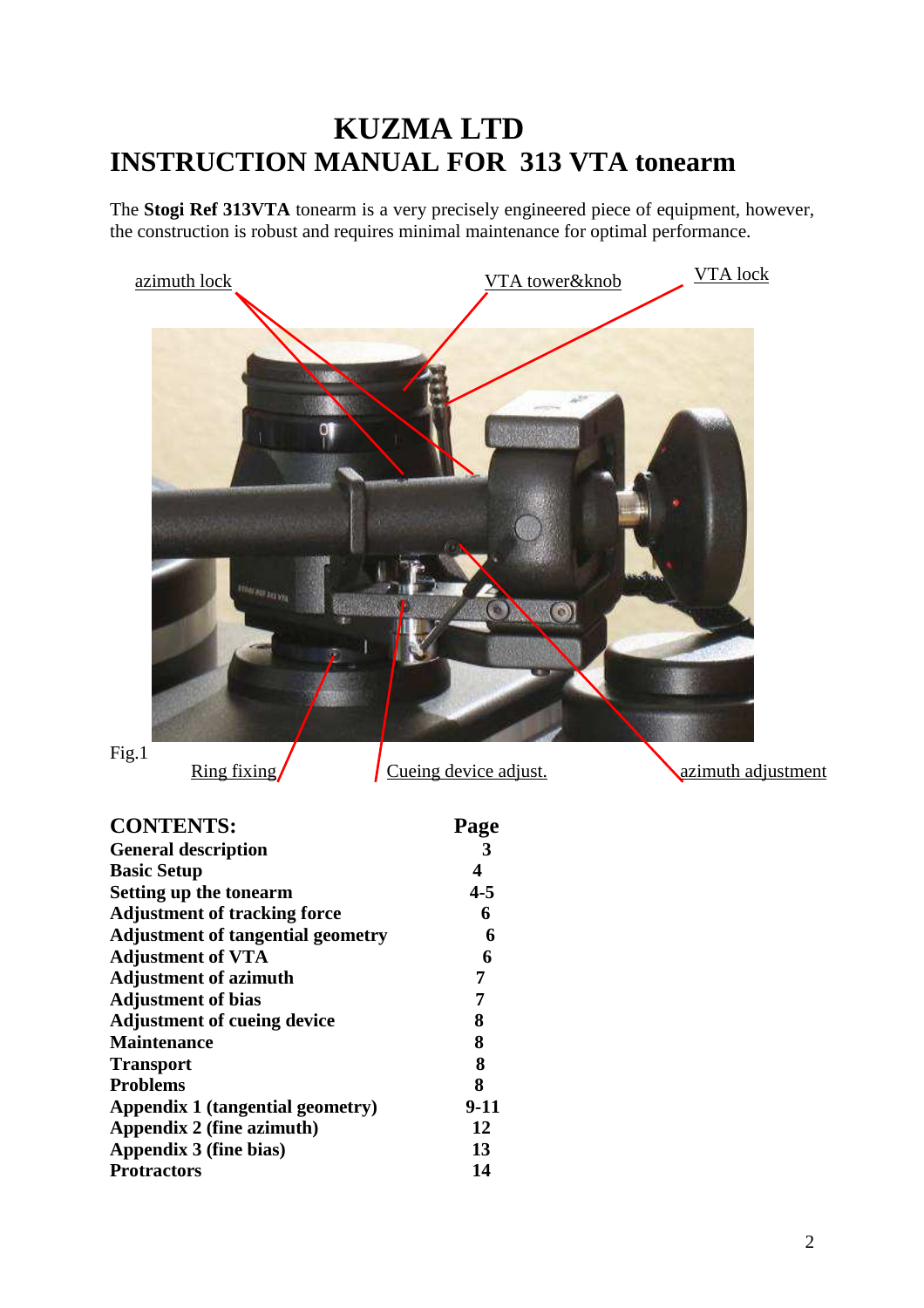# KUZMA LTD
# INSTRUCTION MANUAL FOR 313 VTA tonearm

The **Stogi Ref 313VTA** tonearm is a very precisely engineered piece of equipment, however, the construction is robust and requires minimal maintenance for optimal performance.

azimuth lock — VTA tower&knob — VTA lock

Fig.1

Ring fixing — Cueing device adjust. — azimuth adjustment

| CONTENTS: | Page |
|---|---|
| General description | 3 |
| Basic Setup | 4 |
| Setting up the tonearm | 4-5 |
| Adjustment of tracking force | 6 |
| Adjustment of tangential geometry | 6 |
| Adjustment of VTA | 6 |
| Adjustment of azimuth | 7 |
| Adjustment of bias | 7 |
| Adjustment of cueing device | 8 |
| Maintenance | 8 |
| Transport | 8 |
| Problems | 8 |
| Appendix 1 (tangential geometry) | 9-11 |
| Appendix 2 (fine azimuth) | 12 |
| Appendix 3 (fine bias) | 13 |
| Protractors | 14 |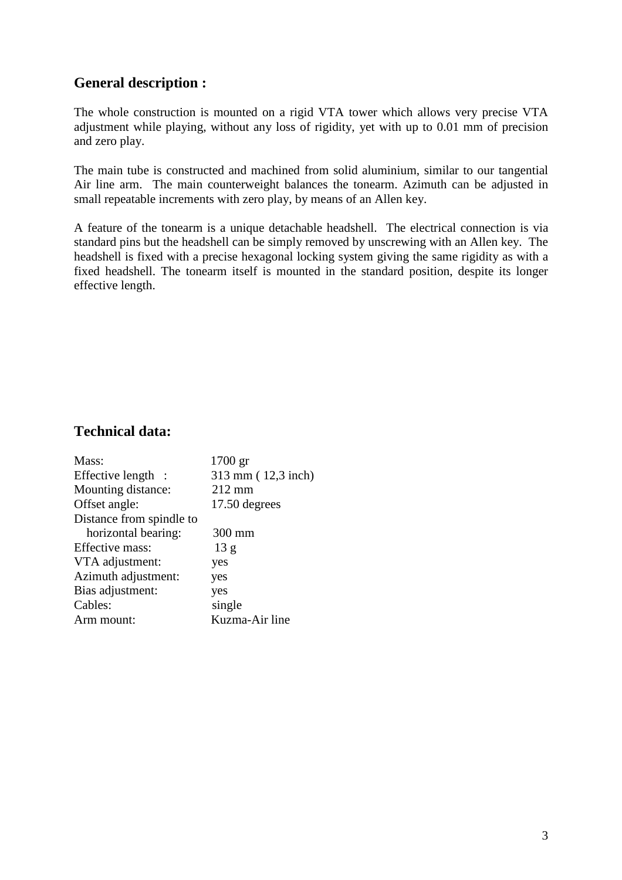## General description :

The whole construction is mounted on a rigid VTA tower which allows very precise VTA adjustment while playing, without any loss of rigidity, yet with up to 0.01 mm of precision and zero play.

The main tube is constructed and machined from solid aluminium, similar to our tangential Air line arm. The main counterweight balances the tonearm. Azimuth can be adjusted in small repeatable increments with zero play, by means of an Allen key.

A feature of the tonearm is a unique detachable headshell. The electrical connection is via standard pins but the headshell can be simply removed by unscrewing with an Allen key. The headshell is fixed with a precise hexagonal locking system giving the same rigidity as with a fixed headshell. The tonearm itself is mounted in the standard position, despite its longer effective length.

## Technical data:

| | |
|---|---|
| Mass: | 1700 gr |
| Effective length : | 313 mm ( 12,3 inch) |
| Mounting distance: | 212 mm |
| Offset angle: | 17.50 degrees |
| Distance from spindle to horizontal bearing: | 300 mm |
| Effective mass: | 13 g |
| VTA adjustment: | yes |
| Azimuth adjustment: | yes |
| Bias adjustment: | yes |
| Cables: | single |
| Arm mount: | Kuzma-Air line |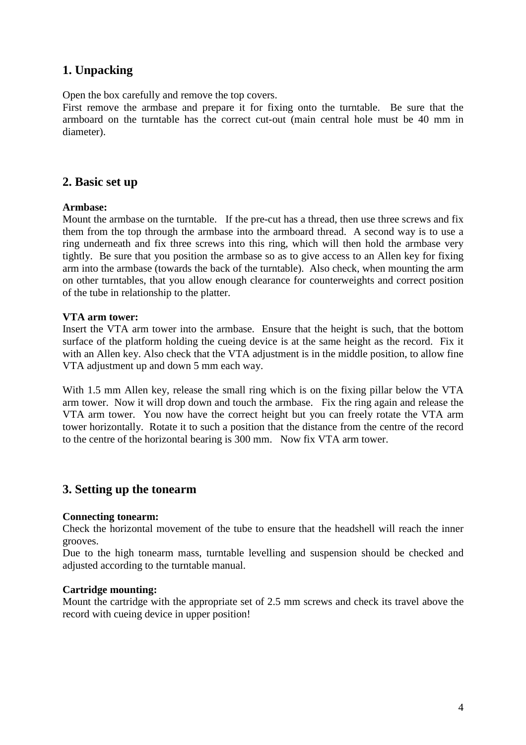## 1. Unpacking

Open the box carefully and remove the top covers.
First remove the armbase and prepare it for fixing onto the turntable. Be sure that the armboard on the turntable has the correct cut-out (main central hole must be 40 mm in diameter).

## 2. Basic set up

**Armbase:**
Mount the armbase on the turntable. If the pre-cut has a thread, then use three screws and fix them from the top through the armbase into the armboard thread. A second way is to use a ring underneath and fix three screws into this ring, which will then hold the armbase very tightly. Be sure that you position the armbase so as to give access to an Allen key for fixing arm into the armbase (towards the back of the turntable). Also check, when mounting the arm on other turntables, that you allow enough clearance for counterweights and correct position of the tube in relationship to the platter.

**VTA arm tower:**
Insert the VTA arm tower into the armbase. Ensure that the height is such, that the bottom surface of the platform holding the cueing device is at the same height as the record. Fix it with an Allen key. Also check that the VTA adjustment is in the middle position, to allow fine VTA adjustment up and down 5 mm each way.

With 1.5 mm Allen key, release the small ring which is on the fixing pillar below the VTA arm tower. Now it will drop down and touch the armbase. Fix the ring again and release the VTA arm tower. You now have the correct height but you can freely rotate the VTA arm tower horizontally. Rotate it to such a position that the distance from the centre of the record to the centre of the horizontal bearing is 300 mm. Now fix VTA arm tower.

## 3. Setting up the tonearm

**Connecting tonearm:**
Check the horizontal movement of the tube to ensure that the headshell will reach the inner grooves.
Due to the high tonearm mass, turntable levelling and suspension should be checked and adjusted according to the turntable manual.

**Cartridge mounting:**
Mount the cartridge with the appropriate set of 2.5 mm screws and check its travel above the record with cueing device in upper position!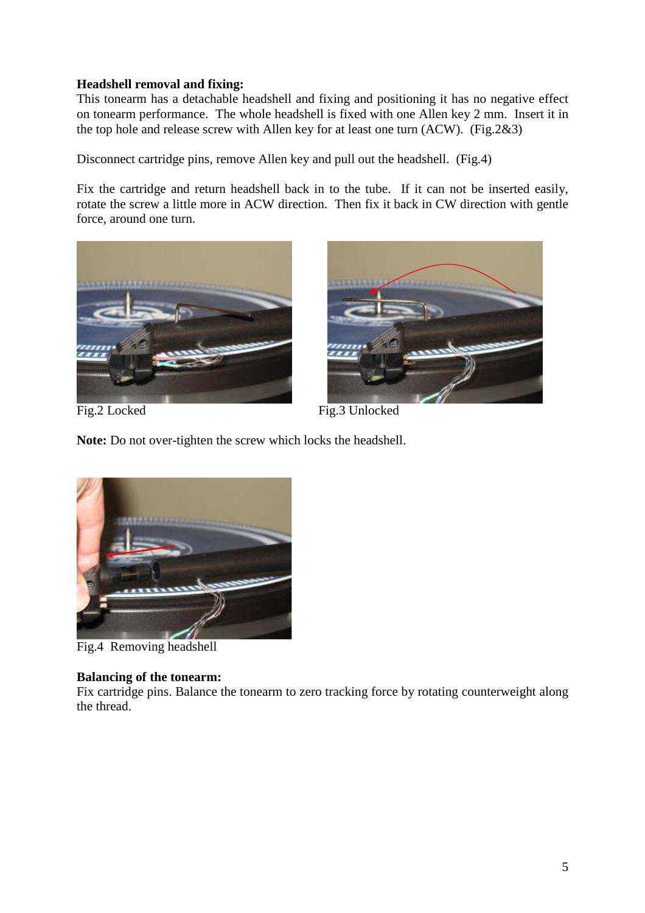**Headshell removal and fixing:**

This tonearm has a detachable headshell and fixing and positioning it has no negative effect on tonearm performance. The whole headshell is fixed with one Allen key 2 mm. Insert it in the top hole and release screw with Allen key for at least one turn (ACW). (Fig.2&3)

Disconnect cartridge pins, remove Allen key and pull out the headshell. (Fig.4)

Fix the cartridge and return headshell back in to the tube. If it can not be inserted easily, rotate the screw a little more in ACW direction. Then fix it back in CW direction with gentle force, around one turn.

Fig.2 Locked

Fig.3 Unlocked

**Note:** Do not over-tighten the screw which locks the headshell.

Fig.4 Removing headshell

**Balancing of the tonearm:**

Fix cartridge pins. Balance the tonearm to zero tracking force by rotating counterweight along the thread.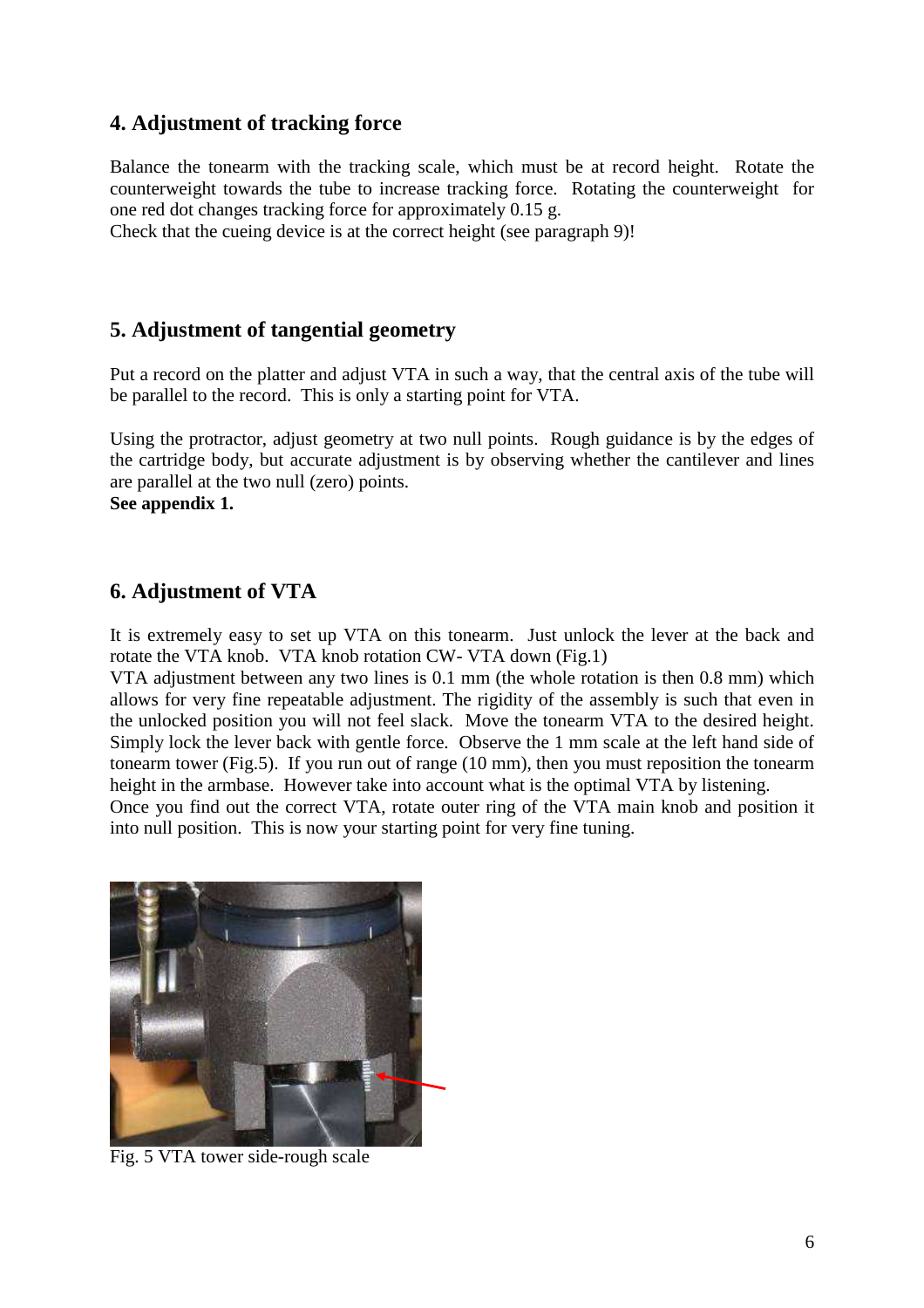## 4. Adjustment of tracking force

Balance the tonearm with the tracking scale, which must be at record height. Rotate the counterweight towards the tube to increase tracking force. Rotating the counterweight for one red dot changes tracking force for approximately 0.15 g.
Check that the cueing device is at the correct height (see paragraph 9)!

## 5. Adjustment of tangential geometry

Put a record on the platter and adjust VTA in such a way, that the central axis of the tube will be parallel to the record. This is only a starting point for VTA.

Using the protractor, adjust geometry at two null points. Rough guidance is by the edges of the cartridge body, but accurate adjustment is by observing whether the cantilever and lines are parallel at the two null (zero) points.
**See appendix 1.**

## 6. Adjustment of VTA

It is extremely easy to set up VTA on this tonearm. Just unlock the lever at the back and rotate the VTA knob. VTA knob rotation CW- VTA down (Fig.1)
VTA adjustment between any two lines is 0.1 mm (the whole rotation is then 0.8 mm) which allows for very fine repeatable adjustment. The rigidity of the assembly is such that even in the unlocked position you will not feel slack. Move the tonearm VTA to the desired height. Simply lock the lever back with gentle force. Observe the 1 mm scale at the left hand side of tonearm tower (Fig.5). If you run out of range (10 mm), then you must reposition the tonearm height in the armbase. However take into account what is the optimal VTA by listening.
Once you find out the correct VTA, rotate outer ring of the VTA main knob and position it into null position. This is now your starting point for very fine tuning.

Fig. 5 VTA tower side-rough scale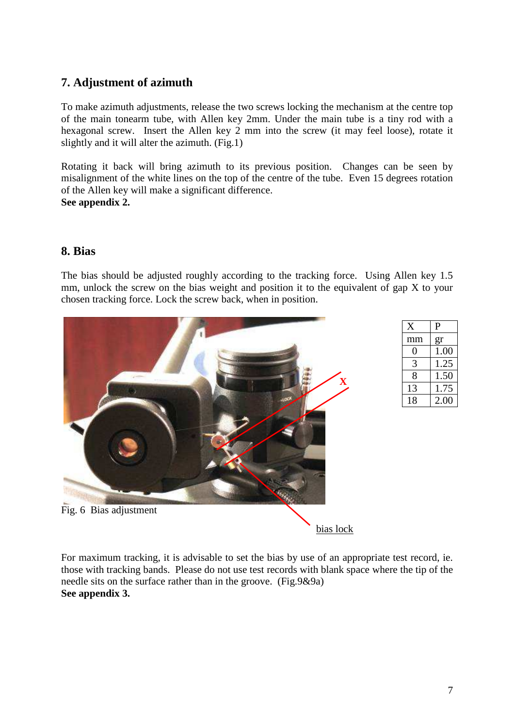## 7. Adjustment of azimuth

To make azimuth adjustments, release the two screws locking the mechanism at the centre top of the main tonearm tube, with Allen key 2mm. Under the main tube is a tiny rod with a hexagonal screw. Insert the Allen key 2 mm into the screw (it may feel loose), rotate it slightly and it will alter the azimuth. (Fig.1)

Rotating it back will bring azimuth to its previous position. Changes can be seen by misalignment of the white lines on the top of the centre of the tube. Even 15 degrees rotation of the Allen key will make a significant difference.
**See appendix 2.**

## 8. Bias

The bias should be adjusted roughly according to the tracking force. Using Allen key 1.5 mm, unlock the screw on the bias weight and position it to the equivalent of gap X to your chosen tracking force. Lock the screw back, when in position.

| X | P |
|---|---|
| mm | gr |
| 0 | 1.00 |
| 3 | 1.25 |
| 8 | 1.50 |
| 13 | 1.75 |
| 18 | 2.00 |

Fig. 6 Bias adjustment

bias lock

For maximum tracking, it is advisable to set the bias by use of an appropriate test record, ie. those with tracking bands. Please do not use test records with blank space where the tip of the needle sits on the surface rather than in the groove. (Fig.9&9a)
**See appendix 3.**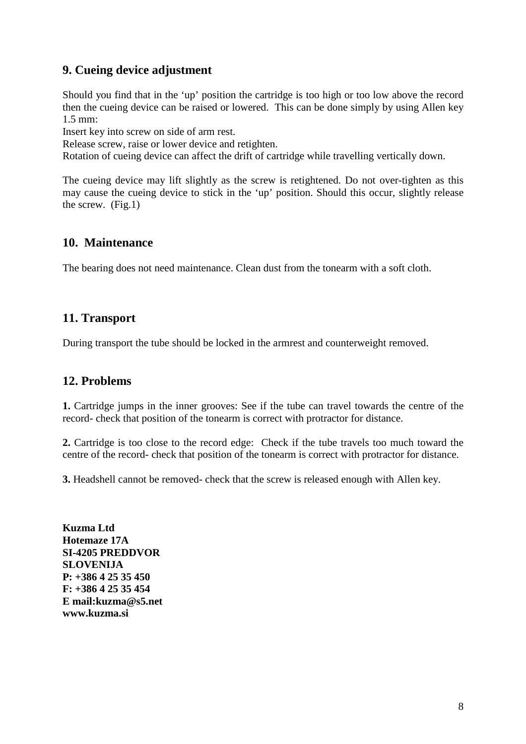## 9. Cueing device adjustment

Should you find that in the 'up' position the cartridge is too high or too low above the record then the cueing device can be raised or lowered. This can be done simply by using Allen key 1.5 mm:
Insert key into screw on side of arm rest.
Release screw, raise or lower device and retighten.
Rotation of cueing device can affect the drift of cartridge while travelling vertically down.

The cueing device may lift slightly as the screw is retightened. Do not over-tighten as this may cause the cueing device to stick in the 'up' position. Should this occur, slightly release the screw. (Fig.1)

## 10. Maintenance

The bearing does not need maintenance. Clean dust from the tonearm with a soft cloth.

## 11. Transport

During transport the tube should be locked in the armrest and counterweight removed.

## 12. Problems

**1.** Cartridge jumps in the inner grooves: See if the tube can travel towards the centre of the record- check that position of the tonearm is correct with protractor for distance.

**2.** Cartridge is too close to the record edge: Check if the tube travels too much toward the centre of the record- check that position of the tonearm is correct with protractor for distance.

**3.** Headshell cannot be removed- check that the screw is released enough with Allen key.

**Kuzma Ltd**
**Hotemaze 17A**
**SI-4205 PREDDVOR**
**SLOVENIJA**
**P: +386 4 25 35 450**
**F: +386 4 25 35 454**
**E mail:kuzma@s5.net**
**www.kuzma.si**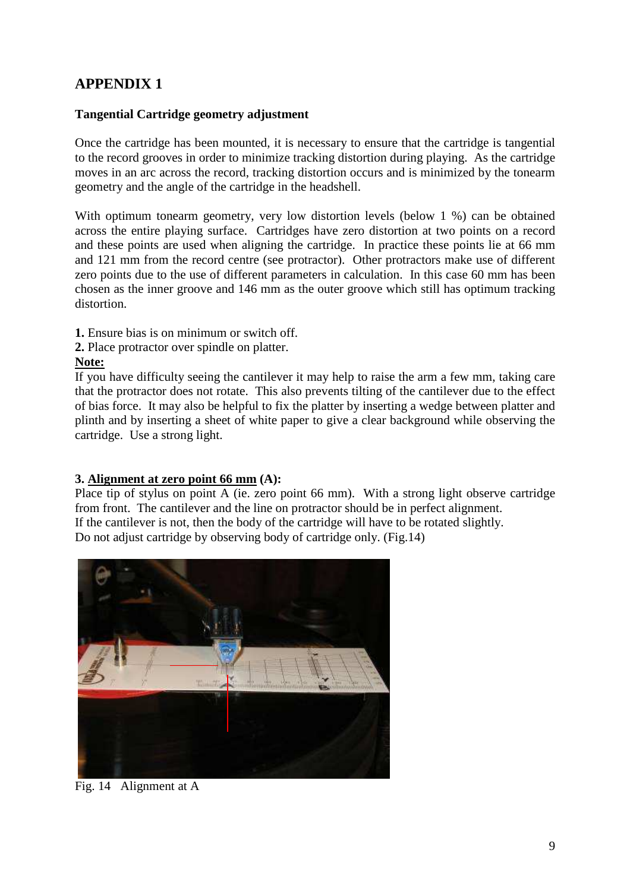# APPENDIX 1

### Tangential Cartridge geometry adjustment

Once the cartridge has been mounted, it is necessary to ensure that the cartridge is tangential to the record grooves in order to minimize tracking distortion during playing. As the cartridge moves in an arc across the record, tracking distortion occurs and is minimized by the tonearm geometry and the angle of the cartridge in the headshell.

With optimum tonearm geometry, very low distortion levels (below 1 %) can be obtained across the entire playing surface. Cartridges have zero distortion at two points on a record and these points are used when aligning the cartridge. In practice these points lie at 66 mm and 121 mm from the record centre (see protractor). Other protractors make use of different zero points due to the use of different parameters in calculation. In this case 60 mm has been chosen as the inner groove and 146 mm as the outer groove which still has optimum tracking distortion.

**1.** Ensure bias is on minimum or switch off.
**2.** Place protractor over spindle on platter.

**Note:**
If you have difficulty seeing the cantilever it may help to raise the arm a few mm, taking care that the protractor does not rotate. This also prevents tilting of the cantilever due to the effect of bias force. It may also be helpful to fix the platter by inserting a wedge between platter and plinth and by inserting a sheet of white paper to give a clear background while observing the cartridge. Use a strong light.

**3. Alignment at zero point 66 mm (A):**
Place tip of stylus on point A (ie. zero point 66 mm). With a strong light observe cartridge from front. The cantilever and the line on protractor should be in perfect alignment.
If the cantilever is not, then the body of the cartridge will have to be rotated slightly.
Do not adjust cartridge by observing body of cartridge only. (Fig.14)

Fig. 14 Alignment at A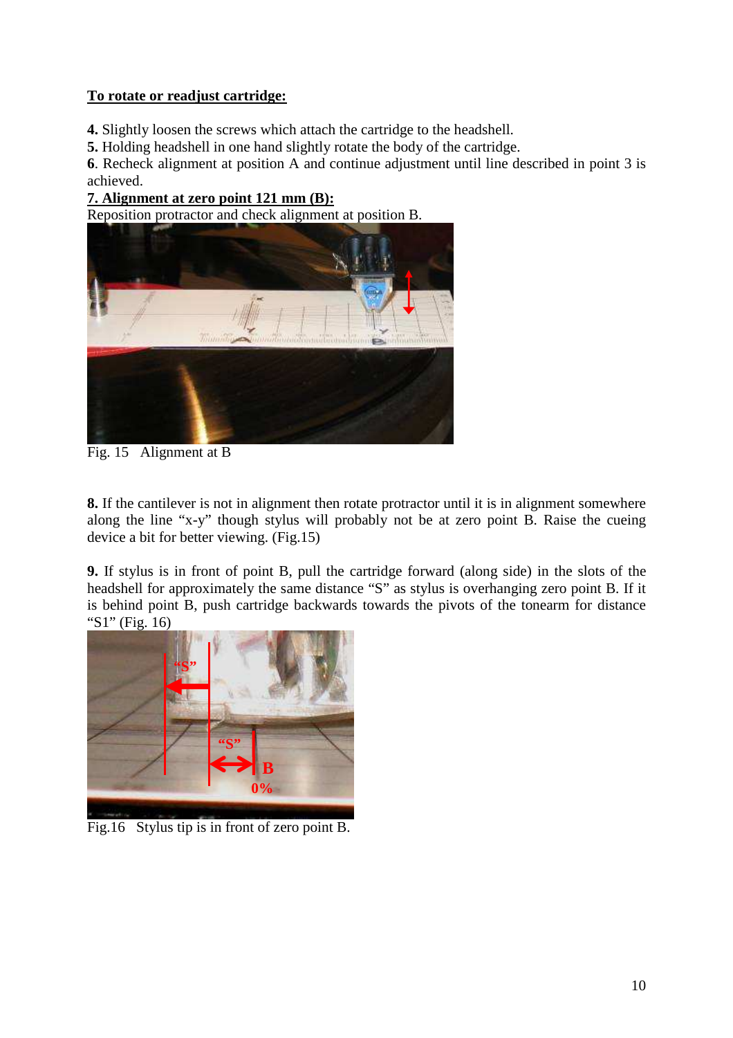**<u>To rotate or readjust cartridge:</u>**

**4.** Slightly loosen the screws which attach the cartridge to the headshell.
**5.** Holding headshell in one hand slightly rotate the body of the cartridge.
**6**. Recheck alignment at position A and continue adjustment until line described in point 3 is achieved.

**<u>7. Alignment at zero point 121 mm (B):</u>**

Reposition protractor and check alignment at position B.

Fig. 15 Alignment at B

**8.** If the cantilever is not in alignment then rotate protractor until it is in alignment somewhere along the line "x-y" though stylus will probably not be at zero point B. Raise the cueing device a bit for better viewing. (Fig.15)

**9.** If stylus is in front of point B, pull the cartridge forward (along side) in the slots of the headshell for approximately the same distance "S" as stylus is overhanging zero point B. If it is behind point B, push cartridge backwards towards the pivots of the tonearm for distance "S1" (Fig. 16)

Fig.16 Stylus tip is in front of zero point B.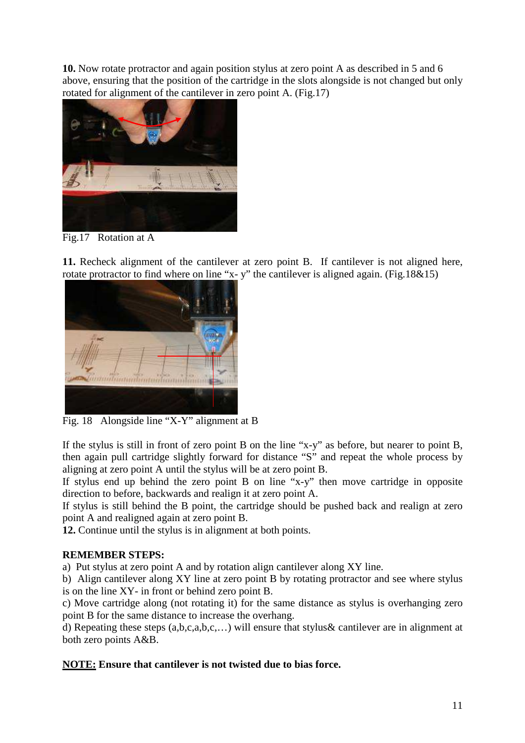**10.** Now rotate protractor and again position stylus at zero point A as described in 5 and 6 above, ensuring that the position of the cartridge in the slots alongside is not changed but only rotated for alignment of the cantilever in zero point A. (Fig.17)

Fig.17 Rotation at A

**11.** Recheck alignment of the cantilever at zero point B. If cantilever is not aligned here, rotate protractor to find where on line “x- y” the cantilever is aligned again. (Fig.18&15)

Fig. 18 Alongside line “X-Y” alignment at B

If the stylus is still in front of zero point B on the line “x-y” as before, but nearer to point B, then again pull cartridge slightly forward for distance “S” and repeat the whole process by aligning at zero point A until the stylus will be at zero point B.

If stylus end up behind the zero point B on line “x-y” then move cartridge in opposite direction to before, backwards and realign it at zero point A.

If stylus is still behind the B point, the cartridge should be pushed back and realign at zero point A and realigned again at zero point B.

**12.** Continue until the stylus is in alignment at both points.

**REMEMBER STEPS:**

a) Put stylus at zero point A and by rotation align cantilever along XY line.

b) Align cantilever along XY line at zero point B by rotating protractor and see where stylus is on the line XY- in front or behind zero point B.

c) Move cartridge along (not rotating it) for the same distance as stylus is overhanging zero point B for the same distance to increase the overhang.

d) Repeating these steps (a,b,c,a,b,c,…) will ensure that stylus& cantilever are in alignment at both zero points A&B.

**<u>NOTE:</u> Ensure that cantilever is not twisted due to bias force.**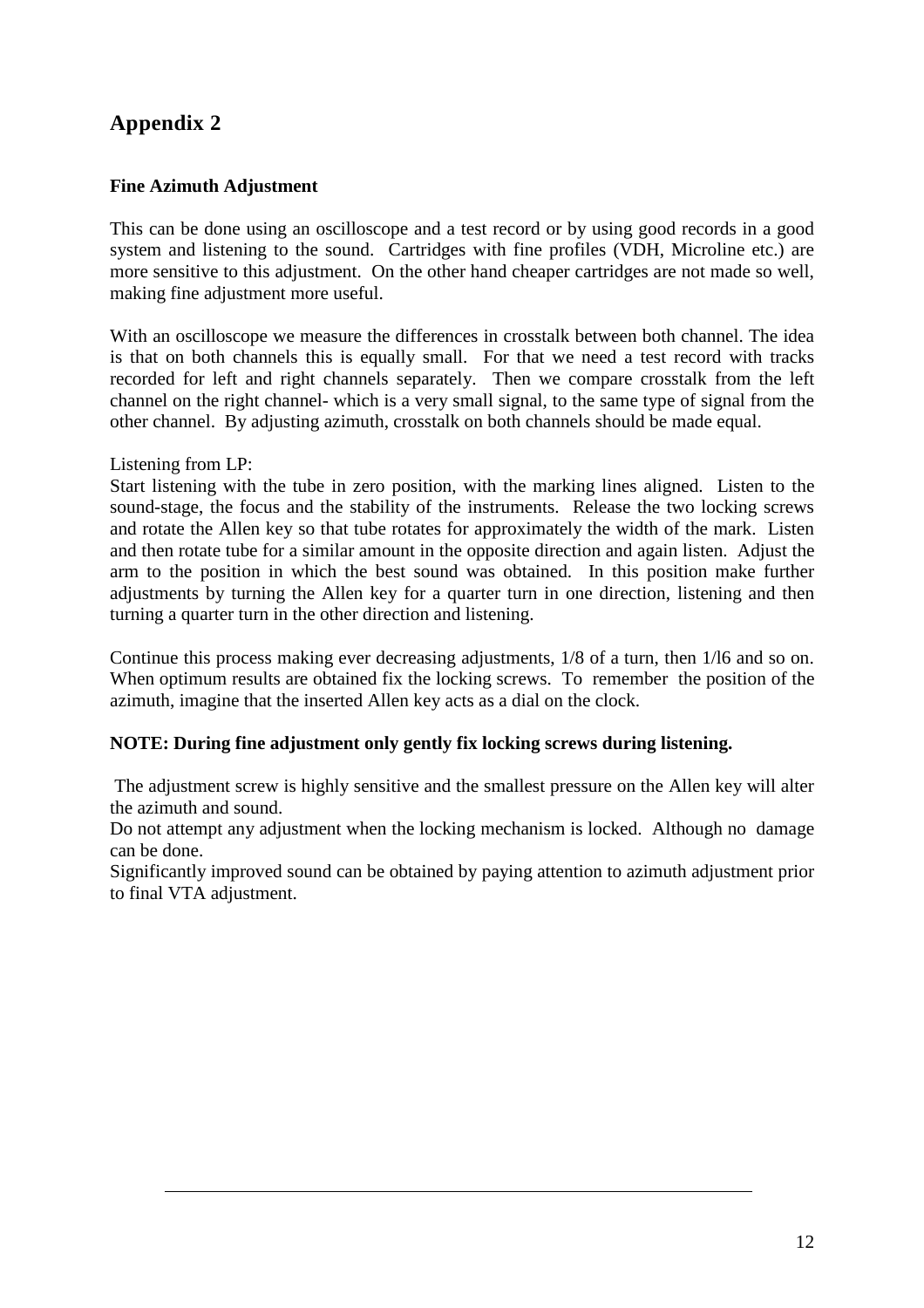# Appendix 2

**Fine Azimuth Adjustment**

This can be done using an oscilloscope and a test record or by using good records in a good system and listening to the sound. Cartridges with fine profiles (VDH, Microline etc.) are more sensitive to this adjustment. On the other hand cheaper cartridges are not made so well, making fine adjustment more useful.

With an oscilloscope we measure the differences in crosstalk between both channel. The idea is that on both channels this is equally small. For that we need a test record with tracks recorded for left and right channels separately. Then we compare crosstalk from the left channel on the right channel- which is a very small signal, to the same type of signal from the other channel. By adjusting azimuth, crosstalk on both channels should be made equal.

Listening from LP:
Start listening with the tube in zero position, with the marking lines aligned. Listen to the sound-stage, the focus and the stability of the instruments. Release the two locking screws and rotate the Allen key so that tube rotates for approximately the width of the mark. Listen and then rotate tube for a similar amount in the opposite direction and again listen. Adjust the arm to the position in which the best sound was obtained. In this position make further adjustments by turning the Allen key for a quarter turn in one direction, listening and then turning a quarter turn in the other direction and listening.

Continue this process making ever decreasing adjustments, 1/8 of a turn, then 1/l6 and so on. When optimum results are obtained fix the locking screws. To remember the position of the azimuth, imagine that the inserted Allen key acts as a dial on the clock.

**NOTE: During fine adjustment only gently fix locking screws during listening.**

The adjustment screw is highly sensitive and the smallest pressure on the Allen key will alter the azimuth and sound.
Do not attempt any adjustment when the locking mechanism is locked. Although no damage can be done.
Significantly improved sound can be obtained by paying attention to azimuth adjustment prior to final VTA adjustment.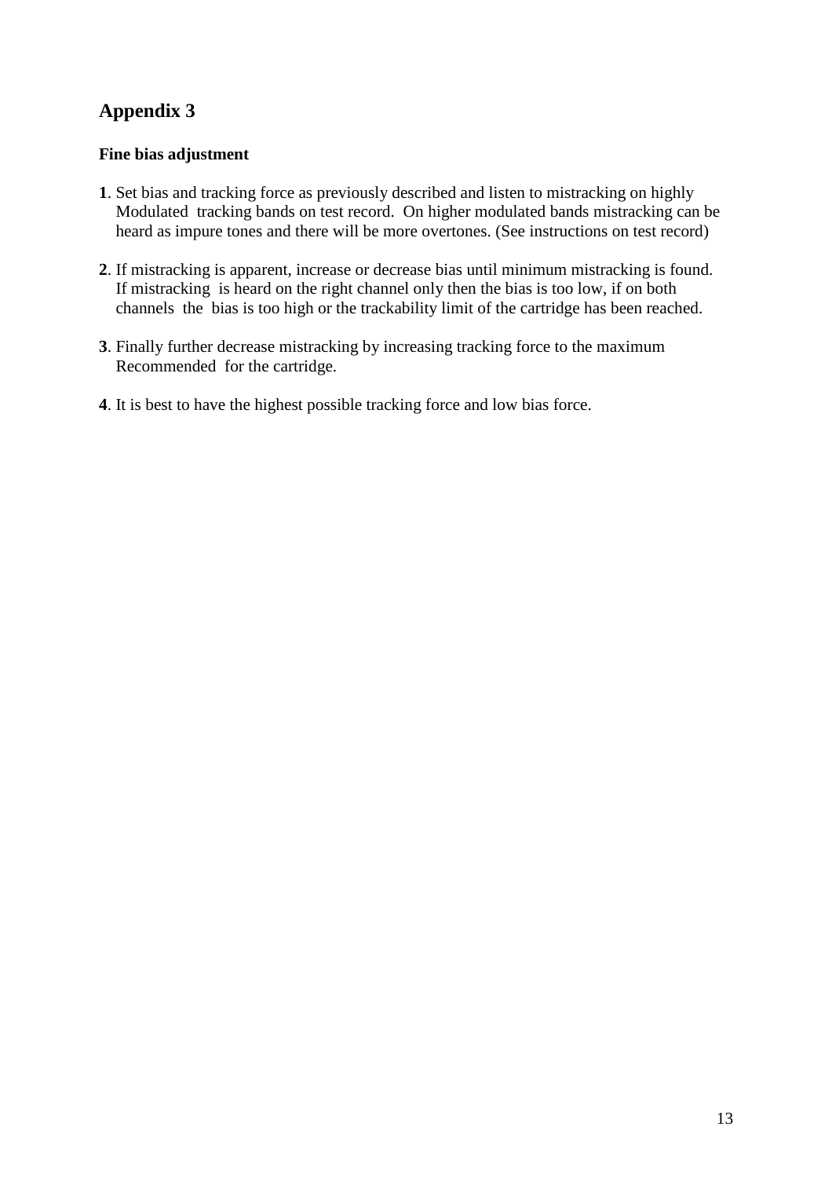# Appendix 3

### Fine bias adjustment

**1**. Set bias and tracking force as previously described and listen to mistracking on highly Modulated tracking bands on test record. On higher modulated bands mistracking can be heard as impure tones and there will be more overtones. (See instructions on test record)

**2**. If mistracking is apparent, increase or decrease bias until minimum mistracking is found. If mistracking is heard on the right channel only then the bias is too low, if on both channels the bias is too high or the trackability limit of the cartridge has been reached.

**3**. Finally further decrease mistracking by increasing tracking force to the maximum Recommended for the cartridge.

**4**. It is best to have the highest possible tracking force and low bias force.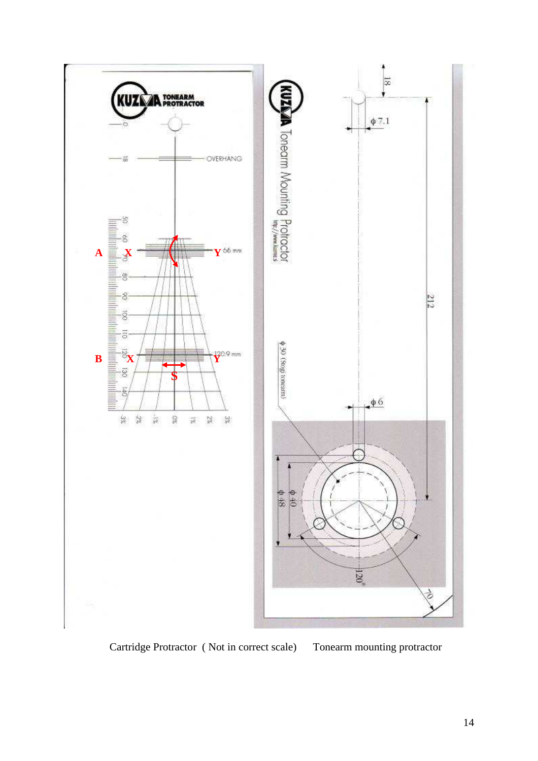KUZMA TONEARM PROTRACTOR

0

18

OVERHANG

50

60

A X Y 66 mm

70

80

90

100

110

120

B X Y 120.9 mm

S

130

140

-3% -2% -1% 0% 1% 2% 3%

KUZMA Tonearm Mounting Protractor

http://www.kuzma.si

18

ϕ 7.1

212

ϕ 30 (Stogi tonearm)

ϕ 6

ϕ 40

ϕ 48

120°

70

Cartridge Protractor ( Not in correct scale) Tonearm mounting protractor